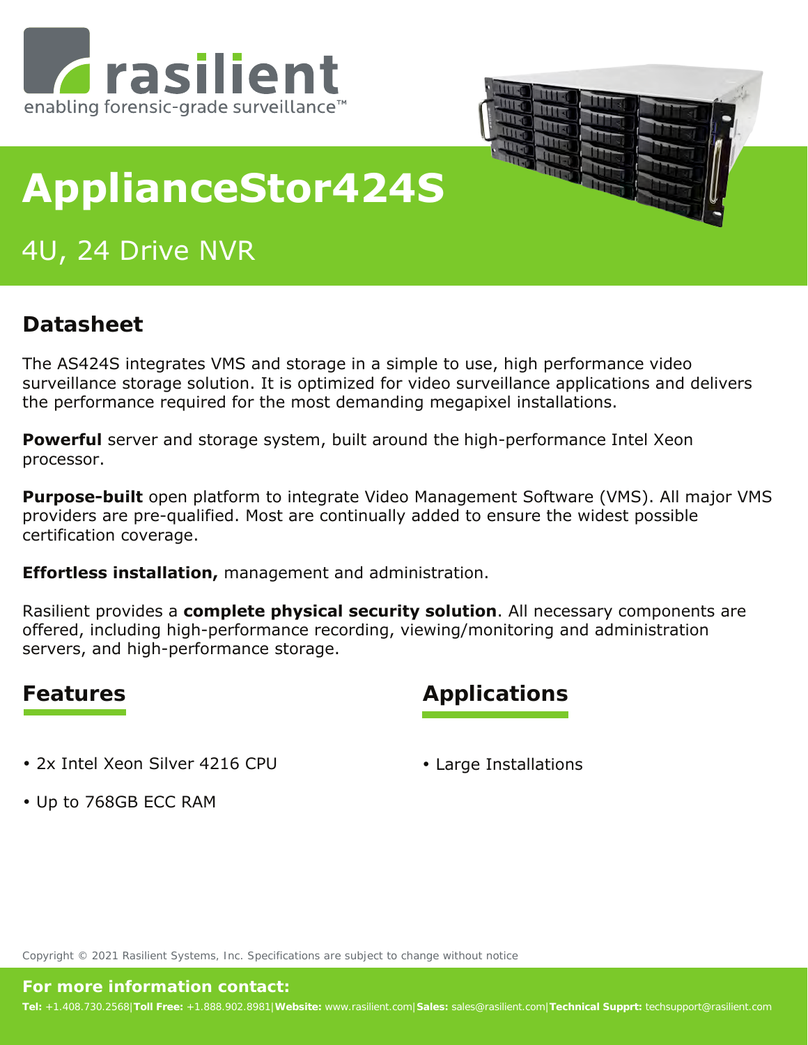rasilient

enabling forensic-grade surveillance™

# ApplianceStor424S

## 4U, 24 Drive NVR

## Datasheet

The AS424S integrates VMS and storage in a simple to use, high performance video surveillance storage solution. It is optimized for video surveillance applications and delivers the performance required for the most demanding megapixel installations.

**Powerful** server and storage system, built around the high-performance Intel Xeon processor.

**Purpose-built** open platform to integrate Video Management Software (VMS). All major VMS providers are pre-qualified. Most are continually added to ensure the widest possible certification coverage.

**Effortless installation,** management and administration.

Rasilient provides a **complete physical security solution**. All necessary components are offered, including high-performance recording, viewing/monitoring and administration servers, and high-performance storage.

## Features

- 2x Intel Xeon Silver 4216 CPU
- Up to 768GB ECC RAM

## Applications

- Large Installations

Copyright © 2021 Rasilient Systems, Inc. Specifications are subject to change without notice

**For more information contact:**

**Tel:** +1.408.730.2568|**Toll Free:** +1.888.902.8981|**Website:** www.rasilient.com|**Sales:** sales@rasilient.com|**Technical Supprt:** techsupport@rasilient.com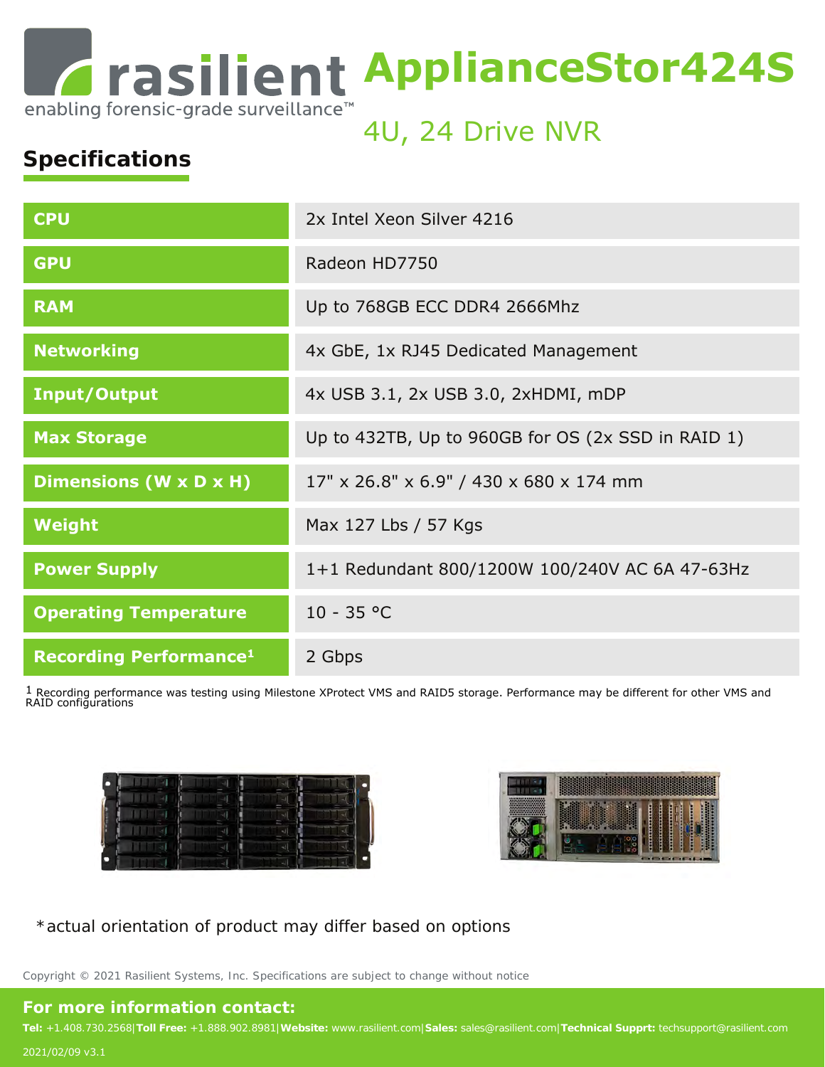# rasilient ApplianceStor424S

enabling forensic-grade surveillance™

## 4U, 24 Drive NVR

## Specifications

| | |
|---|---|
| **CPU** | 2x Intel Xeon Silver 4216 |
| **GPU** | Radeon HD7750 |
| **RAM** | Up to 768GB ECC DDR4 2666Mhz |
| **Networking** | 4x GbE, 1x RJ45 Dedicated Management |
| **Input/Output** | 4x USB 3.1, 2x USB 3.0, 2xHDMI, mDP |
| **Max Storage** | Up to 432TB, Up to 960GB for OS (2x SSD in RAID 1) |
| **Dimensions (W x D x H)** | 17" x 26.8" x 6.9" / 430 x 680 x 174 mm |
| **Weight** | Max 127 Lbs / 57 Kgs |
| **Power Supply** | 1+1 Redundant 800/1200W 100/240V AC 6A 47-63Hz |
| **Operating Temperature** | 10 - 35 °C |
| **Recording Performance[1]** | 2 Gbps |

[1] Recording performance was testing using Milestone XProtect VMS and RAID5 storage. Performance may be different for other VMS and RAID configurations

*actual orientation of product may differ based on options

Copyright © 2021 Rasilient Systems, Inc. Specifications are subject to change without notice

**For more information contact:**

**Tel:** +1.408.730.2568|**Toll Free:** +1.888.902.8981|**Website:** www.rasilient.com|**Sales:** sales@rasilient.com|**Technical Supprt:** techsupport@rasilient.com

2021/02/09 v3.1